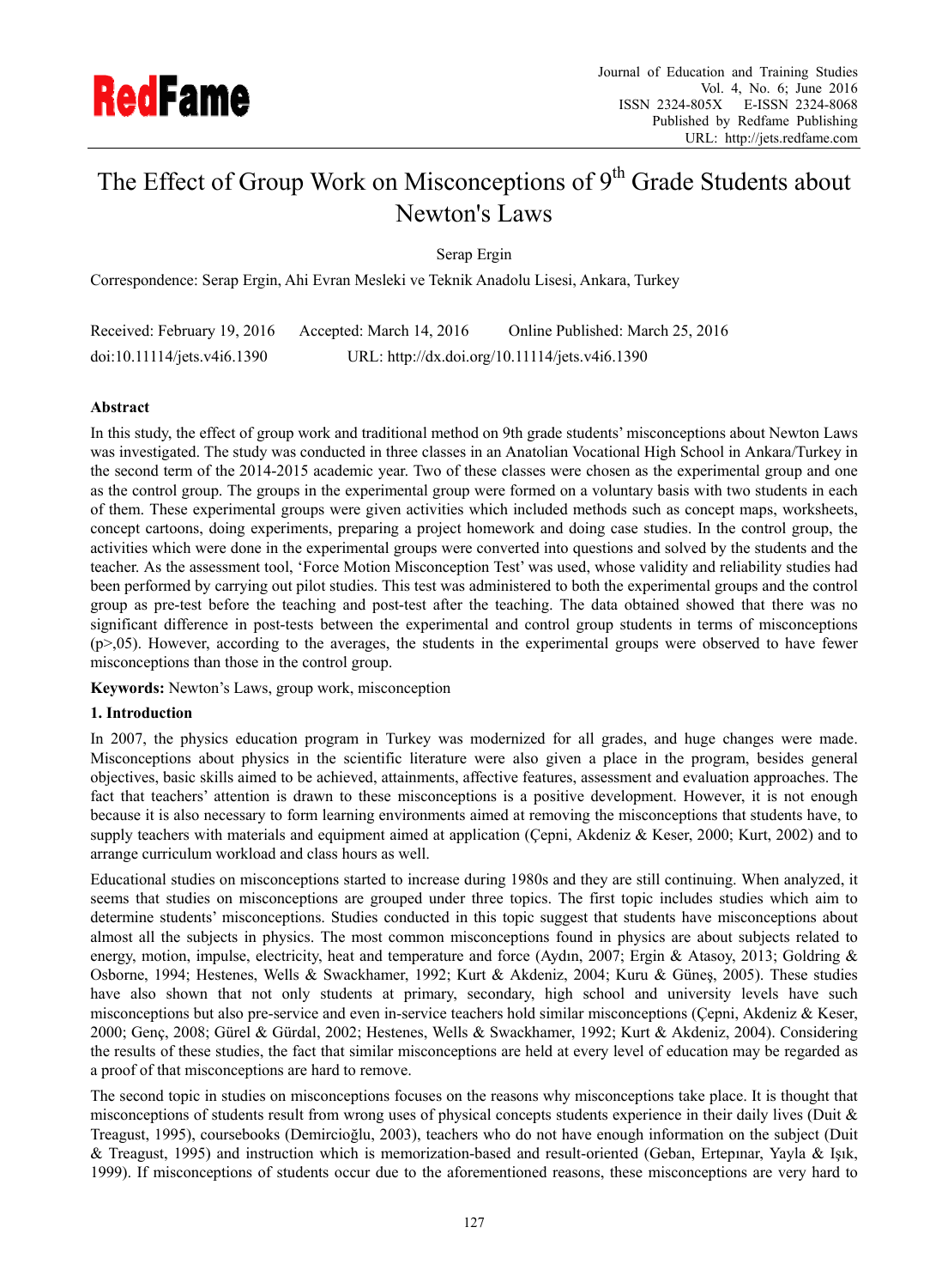# The Effect of Group Work on Misconceptions of 9th Grade Students about Newton's Laws

Serap Ergin

Correspondence: Serap Ergin, Ahi Evran Mesleki ve Teknik Anadolu Lisesi, Ankara, Turkey

Received: February 19, 2016 Accepted: March 14, 2016 Online Published: March 25, 2016

doi:10.11114/jets.v4i6.1390 URL: http://dx.doi.org/10.11114/jets.v4i6.1390

## Abstract

In this study, the effect of group work and traditional method on 9th grade students' misconceptions about Newton Laws was investigated. The study was conducted in three classes in an Anatolian Vocational High School in Ankara/Turkey in the second term of the 2014-2015 academic year. Two of these classes were chosen as the experimental group and one as the control group. The groups in the experimental group were formed on a voluntary basis with two students in each of them. These experimental groups were given activities which included methods such as concept maps, worksheets, concept cartoons, doing experiments, preparing a project homework and doing case studies. In the control group, the activities which were done in the experimental groups were converted into questions and solved by the students and the teacher. As the assessment tool, 'Force Motion Misconception Test' was used, whose validity and reliability studies had been performed by carrying out pilot studies. This test was administered to both the experimental groups and the control group as pre-test before the teaching and post-test after the teaching. The data obtained showed that there was no significant difference in post-tests between the experimental and control group students in terms of misconceptions (p>,05). However, according to the averages, the students in the experimental groups were observed to have fewer misconceptions than those in the control group.

**Keywords:** Newton's Laws, group work, misconception

## 1. Introduction

In 2007, the physics education program in Turkey was modernized for all grades, and huge changes were made. Misconceptions about physics in the scientific literature were also given a place in the program, besides general objectives, basic skills aimed to be achieved, attainments, affective features, assessment and evaluation approaches. The fact that teachers' attention is drawn to these misconceptions is a positive development. However, it is not enough because it is also necessary to form learning environments aimed at removing the misconceptions that students have, to supply teachers with materials and equipment aimed at application (Çepni, Akdeniz & Keser, 2000; Kurt, 2002) and to arrange curriculum workload and class hours as well.

Educational studies on misconceptions started to increase during 1980s and they are still continuing. When analyzed, it seems that studies on misconceptions are grouped under three topics. The first topic includes studies which aim to determine students' misconceptions. Studies conducted in this topic suggest that students have misconceptions about almost all the subjects in physics. The most common misconceptions found in physics are about subjects related to energy, motion, impulse, electricity, heat and temperature and force (Aydın, 2007; Ergin & Atasoy, 2013; Goldring & Osborne, 1994; Hestenes, Wells & Swackhamer, 1992; Kurt & Akdeniz, 2004; Kuru & Güneş, 2005). These studies have also shown that not only students at primary, secondary, high school and university levels have such misconceptions but also pre-service and even in-service teachers hold similar misconceptions (Çepni, Akdeniz & Keser, 2000; Genç, 2008; Gürel & Gürdal, 2002; Hestenes, Wells & Swackhamer, 1992; Kurt & Akdeniz, 2004). Considering the results of these studies, the fact that similar misconceptions are held at every level of education may be regarded as a proof of that misconceptions are hard to remove.

The second topic in studies on misconceptions focuses on the reasons why misconceptions take place. It is thought that misconceptions of students result from wrong uses of physical concepts students experience in their daily lives (Duit & Treagust, 1995), coursebooks (Demircioğlu, 2003), teachers who do not have enough information on the subject (Duit & Treagust, 1995) and instruction which is memorization-based and result-oriented (Geban, Ertepınar, Yayla & Işık, 1999). If misconceptions of students occur due to the aforementioned reasons, these misconceptions are very hard to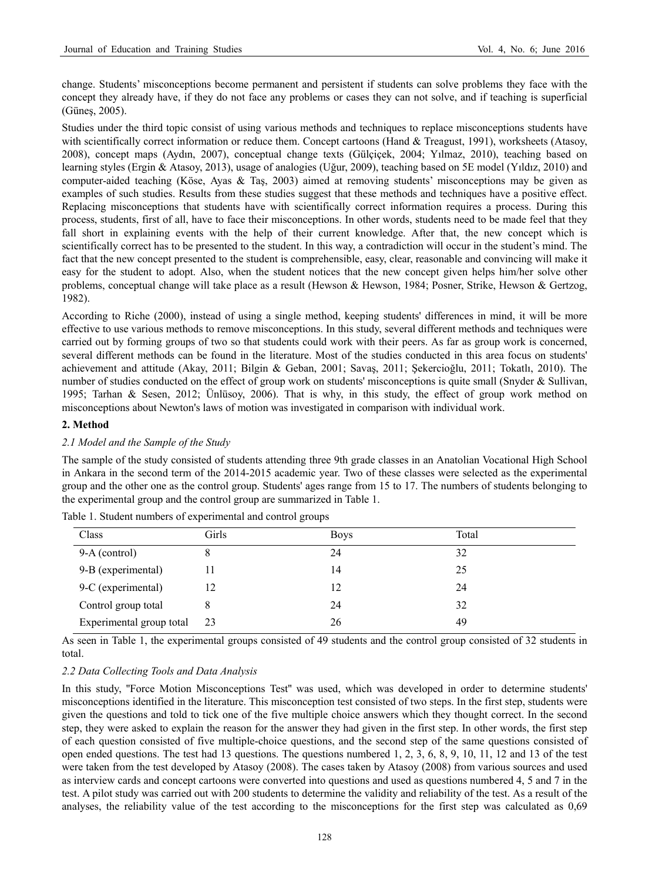change. Students' misconceptions become permanent and persistent if students can solve problems they face with the concept they already have, if they do not face any problems or cases they can not solve, and if teaching is superficial (Güneş, 2005).

Studies under the third topic consist of using various methods and techniques to replace misconceptions students have with scientifically correct information or reduce them. Concept cartoons (Hand & Treagust, 1991), worksheets (Atasoy, 2008), concept maps (Aydın, 2007), conceptual change texts (Gülçiçek, 2004; Yılmaz, 2010), teaching based on learning styles (Ergin & Atasoy, 2013), usage of analogies (Uğur, 2009), teaching based on 5E model (Yıldız, 2010) and computer-aided teaching (Köse, Ayas & Taş, 2003) aimed at removing students' misconceptions may be given as examples of such studies. Results from these studies suggest that these methods and techniques have a positive effect. Replacing misconceptions that students have with scientifically correct information requires a process. During this process, students, first of all, have to face their misconceptions. In other words, students need to be made feel that they fall short in explaining events with the help of their current knowledge. After that, the new concept which is scientifically correct has to be presented to the student. In this way, a contradiction will occur in the student's mind. The fact that the new concept presented to the student is comprehensible, easy, clear, reasonable and convincing will make it easy for the student to adopt. Also, when the student notices that the new concept given helps him/her solve other problems, conceptual change will take place as a result (Hewson & Hewson, 1984; Posner, Strike, Hewson & Gertzog, 1982).

According to Riche (2000), instead of using a single method, keeping students' differences in mind, it will be more effective to use various methods to remove misconceptions. In this study, several different methods and techniques were carried out by forming groups of two so that students could work with their peers. As far as group work is concerned, several different methods can be found in the literature. Most of the studies conducted in this area focus on students' achievement and attitude (Akay, 2011; Bilgin & Geban, 2001; Savaş, 2011; Şekercioğlu, 2011; Tokatlı, 2010). The number of studies conducted on the effect of group work on students' misconceptions is quite small (Snyder & Sullivan, 1995; Tarhan & Sesen, 2012; Ünlüsoy, 2006). That is why, in this study, the effect of group work method on misconceptions about Newton's laws of motion was investigated in comparison with individual work.

## 2. Method

### 2.1 Model and the Sample of the Study

The sample of the study consisted of students attending three 9th grade classes in an Anatolian Vocational High School in Ankara in the second term of the 2014-2015 academic year. Two of these classes were selected as the experimental group and the other one as the control group. Students' ages range from 15 to 17. The numbers of students belonging to the experimental group and the control group are summarized in Table 1.

Table 1. Student numbers of experimental and control groups

| Class | Girls | Boys | Total |
|---|---|---|---|
| 9-A (control) | 8 | 24 | 32 |
| 9-B (experimental) | 11 | 14 | 25 |
| 9-C (experimental) | 12 | 12 | 24 |
| Control group total | 8 | 24 | 32 |
| Experimental group total | 23 | 26 | 49 |

As seen in Table 1, the experimental groups consisted of 49 students and the control group consisted of 32 students in total.

### 2.2 Data Collecting Tools and Data Analysis

In this study, "Force Motion Misconceptions Test" was used, which was developed in order to determine students' misconceptions identified in the literature. This misconception test consisted of two steps. In the first step, students were given the questions and told to tick one of the five multiple choice answers which they thought correct. In the second step, they were asked to explain the reason for the answer they had given in the first step. In other words, the first step of each question consisted of five multiple-choice questions, and the second step of the same questions consisted of open ended questions. The test had 13 questions. The questions numbered 1, 2, 3, 6, 8, 9, 10, 11, 12 and 13 of the test were taken from the test developed by Atasoy (2008). The cases taken by Atasoy (2008) from various sources and used as interview cards and concept cartoons were converted into questions and used as questions numbered 4, 5 and 7 in the test. A pilot study was carried out with 200 students to determine the validity and reliability of the test. As a result of the analyses, the reliability value of the test according to the misconceptions for the first step was calculated as 0,69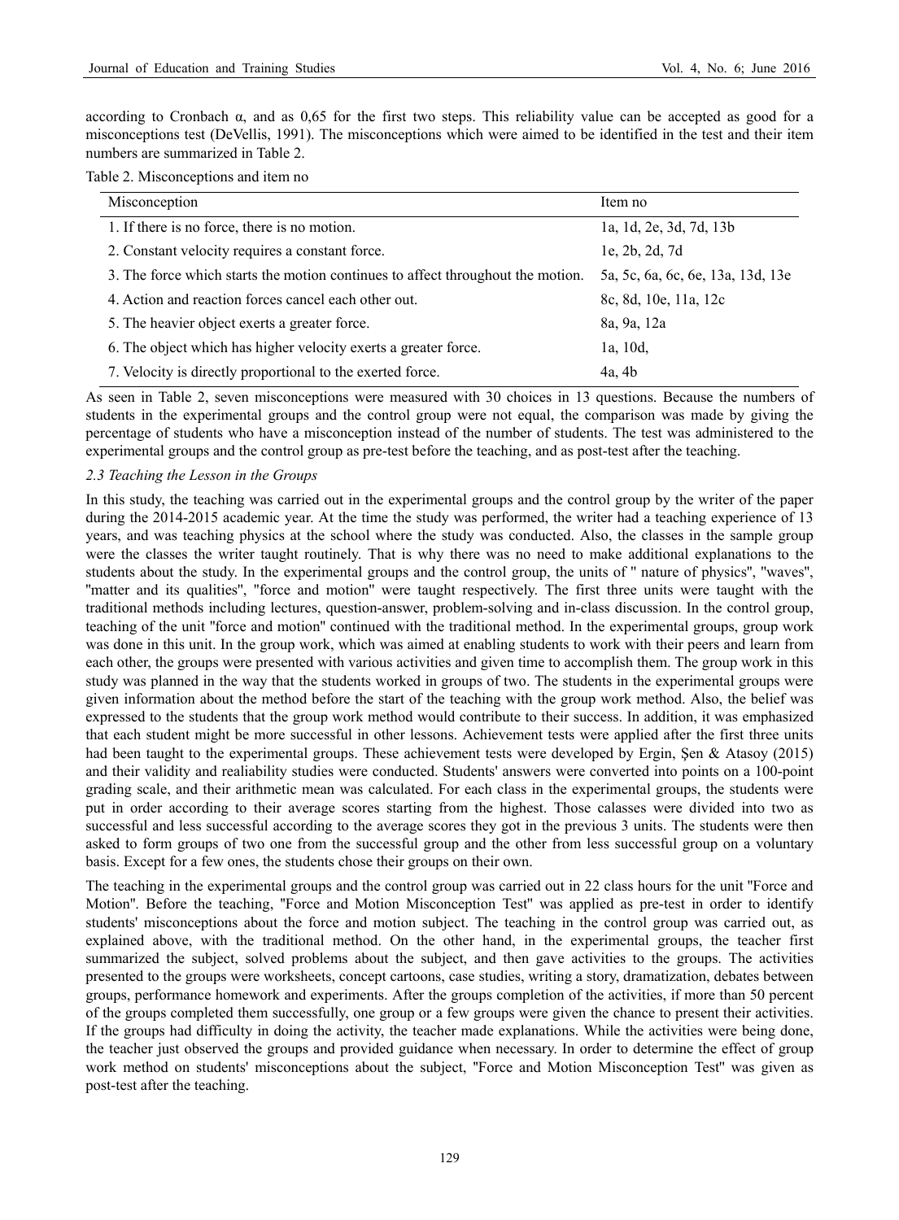according to Cronbach α, and as 0,65 for the first two steps. This reliability value can be accepted as good for a misconceptions test (DeVellis, 1991). The misconceptions which were aimed to be identified in the test and their item numbers are summarized in Table 2.

Table 2. Misconceptions and item no

| Misconception | Item no |
|---|---|
| 1. If there is no force, there is no motion. | 1a, 1d, 2e, 3d, 7d, 13b |
| 2. Constant velocity requires a constant force. | 1e, 2b, 2d, 7d |
| 3. The force which starts the motion continues to affect throughout the motion. | 5a, 5c, 6a, 6c, 6e, 13a, 13d, 13e |
| 4. Action and reaction forces cancel each other out. | 8c, 8d, 10e, 11a, 12c |
| 5. The heavier object exerts a greater force. | 8a, 9a, 12a |
| 6. The object which has higher velocity exerts a greater force. | 1a, 10d, |
| 7. Velocity is directly proportional to the exerted force. | 4a, 4b |

As seen in Table 2, seven misconceptions were measured with 30 choices in 13 questions. Because the numbers of students in the experimental groups and the control group were not equal, the comparison was made by giving the percentage of students who have a misconception instead of the number of students. The test was administered to the experimental groups and the control group as pre-test before the teaching, and as post-test after the teaching.

### *2.3 Teaching the Lesson in the Groups*

In this study, the teaching was carried out in the experimental groups and the control group by the writer of the paper during the 2014-2015 academic year. At the time the study was performed, the writer had a teaching experience of 13 years, and was teaching physics at the school where the study was conducted. Also, the classes in the sample group were the classes the writer taught routinely. That is why there was no need to make additional explanations to the students about the study. In the experimental groups and the control group, the units of " nature of physics", "waves", "matter and its qualities", "force and motion" were taught respectively. The first three units were taught with the traditional methods including lectures, question-answer, problem-solving and in-class discussion. In the control group, teaching of the unit "force and motion" continued with the traditional method. In the experimental groups, group work was done in this unit. In the group work, which was aimed at enabling students to work with their peers and learn from each other, the groups were presented with various activities and given time to accomplish them. The group work in this study was planned in the way that the students worked in groups of two. The students in the experimental groups were given information about the method before the start of the teaching with the group work method. Also, the belief was expressed to the students that the group work method would contribute to their success. In addition, it was emphasized that each student might be more successful in other lessons. Achievement tests were applied after the first three units had been taught to the experimental groups. These achievement tests were developed by Ergin, Şen & Atasoy (2015) and their validity and realiability studies were conducted. Students' answers were converted into points on a 100-point grading scale, and their arithmetic mean was calculated. For each class in the experimental groups, the students were put in order according to their average scores starting from the highest. Those calasses were divided into two as successful and less successful according to the average scores they got in the previous 3 units. The students were then asked to form groups of two one from the successful group and the other from less successful group on a voluntary basis. Except for a few ones, the students chose their groups on their own.

The teaching in the experimental groups and the control group was carried out in 22 class hours for the unit "Force and Motion". Before the teaching, "Force and Motion Misconception Test" was applied as pre-test in order to identify students' misconceptions about the force and motion subject. The teaching in the control group was carried out, as explained above, with the traditional method. On the other hand, in the experimental groups, the teacher first summarized the subject, solved problems about the subject, and then gave activities to the groups. The activities presented to the groups were worksheets, concept cartoons, case studies, writing a story, dramatization, debates between groups, performance homework and experiments. After the groups completion of the activities, if more than 50 percent of the groups completed them successfully, one group or a few groups were given the chance to present their activities. If the groups had difficulty in doing the activity, the teacher made explanations. While the activities were being done, the teacher just observed the groups and provided guidance when necessary. In order to determine the effect of group work method on students' misconceptions about the subject, "Force and Motion Misconception Test" was given as post-test after the teaching.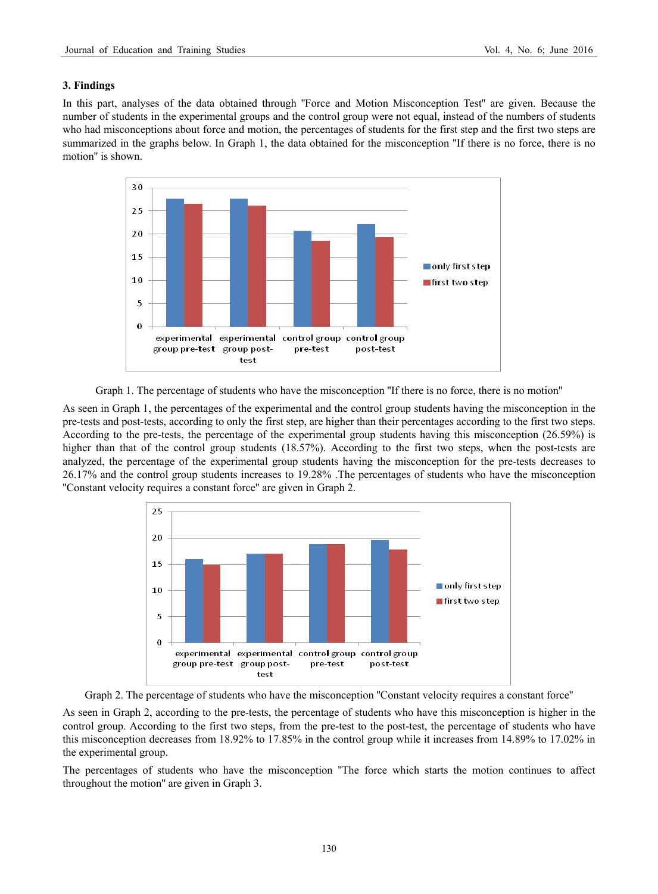### 3. Findings

In this part, analyses of the data obtained through "Force and Motion Misconception Test" are given. Because the number of students in the experimental groups and the control group were not equal, instead of the numbers of students who had misconceptions about force and motion, the percentages of students for the first step and the first two steps are summarized in the graphs below. In Graph 1, the data obtained for the misconception "If there is no force, there is no motion" is shown.

Graph 1. The percentage of students who have the misconception "If there is no force, there is no motion"

As seen in Graph 1, the percentages of the experimental and the control group students having the misconception in the pre-tests and post-tests, according to only the first step, are higher than their percentages according to the first two steps. According to the pre-tests, the percentage of the experimental group students having this misconception (26.59%) is higher than that of the control group students (18.57%). According to the first two steps, when the post-tests are analyzed, the percentage of the experimental group students having the misconception for the pre-tests decreases to 26.17% and the control group students increases to 19.28% .The percentages of students who have the misconception "Constant velocity requires a constant force" are given in Graph 2.

Graph 2. The percentage of students who have the misconception "Constant velocity requires a constant force"

As seen in Graph 2, according to the pre-tests, the percentage of students who have this misconception is higher in the control group. According to the first two steps, from the pre-test to the post-test, the percentage of students who have this misconception decreases from 18.92% to 17.85% in the control group while it increases from 14.89% to 17.02% in the experimental group.

The percentages of students who have the misconception "The force which starts the motion continues to affect throughout the motion" are given in Graph 3.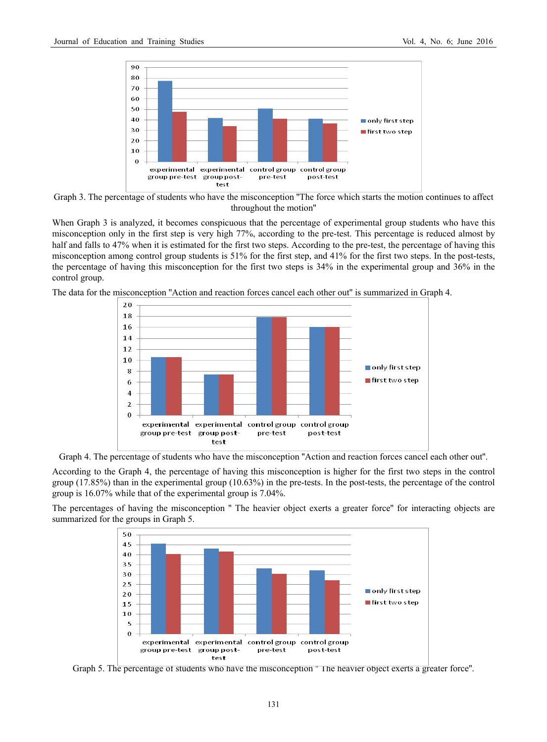Graph 3. The percentage of students who have the misconception "The force which starts the motion continues to affect throughout the motion"

When Graph 3 is analyzed, it becomes conspicuous that the percentage of experimental group students who have this misconception only in the first step is very high 77%, according to the pre-test. This percentage is reduced almost by half and falls to 47% when it is estimated for the first two steps. According to the pre-test, the percentage of having this misconception among control group students is 51% for the first step, and 41% for the first two steps. In the post-tests, the percentage of having this misconception for the first two steps is 34% in the experimental group and 36% in the control group.

The data for the misconception "Action and reaction forces cancel each other out" is summarized in Graph 4.

Graph 4. The percentage of students who have the misconception "Action and reaction forces cancel each other out".

According to the Graph 4, the percentage of having this misconception is higher for the first two steps in the control group (17.85%) than in the experimental group (10.63%) in the pre-tests. In the post-tests, the percentage of the control group is 16.07% while that of the experimental group is 7.04%.

The percentages of having the misconception " The heavier object exerts a greater force" for interacting objects are summarized for the groups in Graph 5.

Graph 5. The percentage of students who have the misconception " The heavier object exerts a greater force".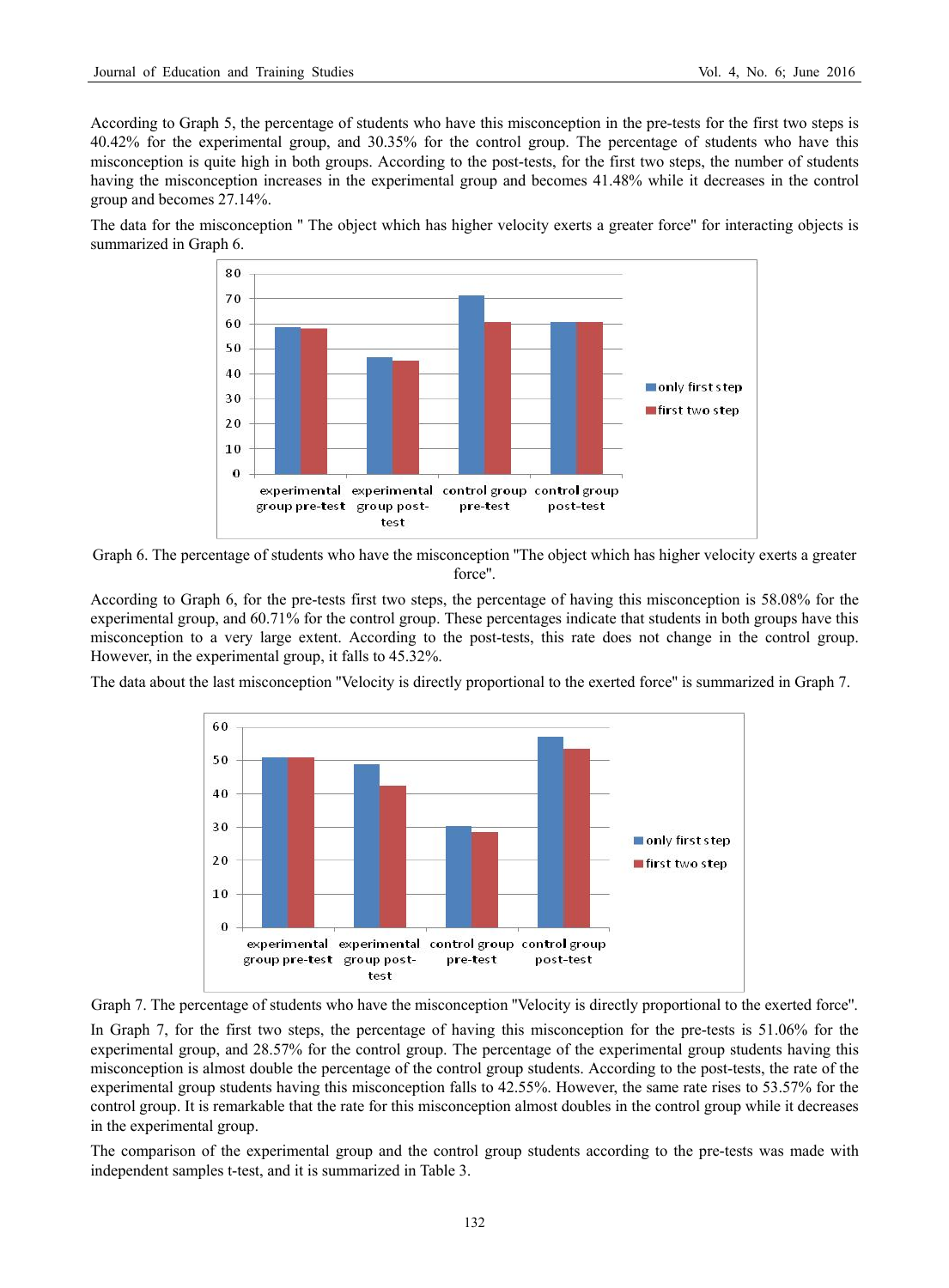According to Graph 5, the percentage of students who have this misconception in the pre-tests for the first two steps is 40.42% for the experimental group, and 30.35% for the control group. The percentage of students who have this misconception is quite high in both groups. According to the post-tests, for the first two steps, the number of students having the misconception increases in the experimental group and becomes 41.48% while it decreases in the control group and becomes 27.14%.

The data for the misconception " The object which has higher velocity exerts a greater force" for interacting objects is summarized in Graph 6.

Graph 6. The percentage of students who have the misconception "The object which has higher velocity exerts a greater force".

According to Graph 6, for the pre-tests first two steps, the percentage of having this misconception is 58.08% for the experimental group, and 60.71% for the control group. These percentages indicate that students in both groups have this misconception to a very large extent. According to the post-tests, this rate does not change in the control group. However, in the experimental group, it falls to 45.32%.

The data about the last misconception "Velocity is directly proportional to the exerted force" is summarized in Graph 7.

Graph 7. The percentage of students who have the misconception "Velocity is directly proportional to the exerted force".

In Graph 7, for the first two steps, the percentage of having this misconception for the pre-tests is 51.06% for the experimental group, and 28.57% for the control group. The percentage of the experimental group students having this misconception is almost double the percentage of the control group students. According to the post-tests, the rate of the experimental group students having this misconception falls to 42.55%. However, the same rate rises to 53.57% for the control group. It is remarkable that the rate for this misconception almost doubles in the control group while it decreases in the experimental group.

The comparison of the experimental group and the control group students according to the pre-tests was made with independent samples t-test, and it is summarized in Table 3.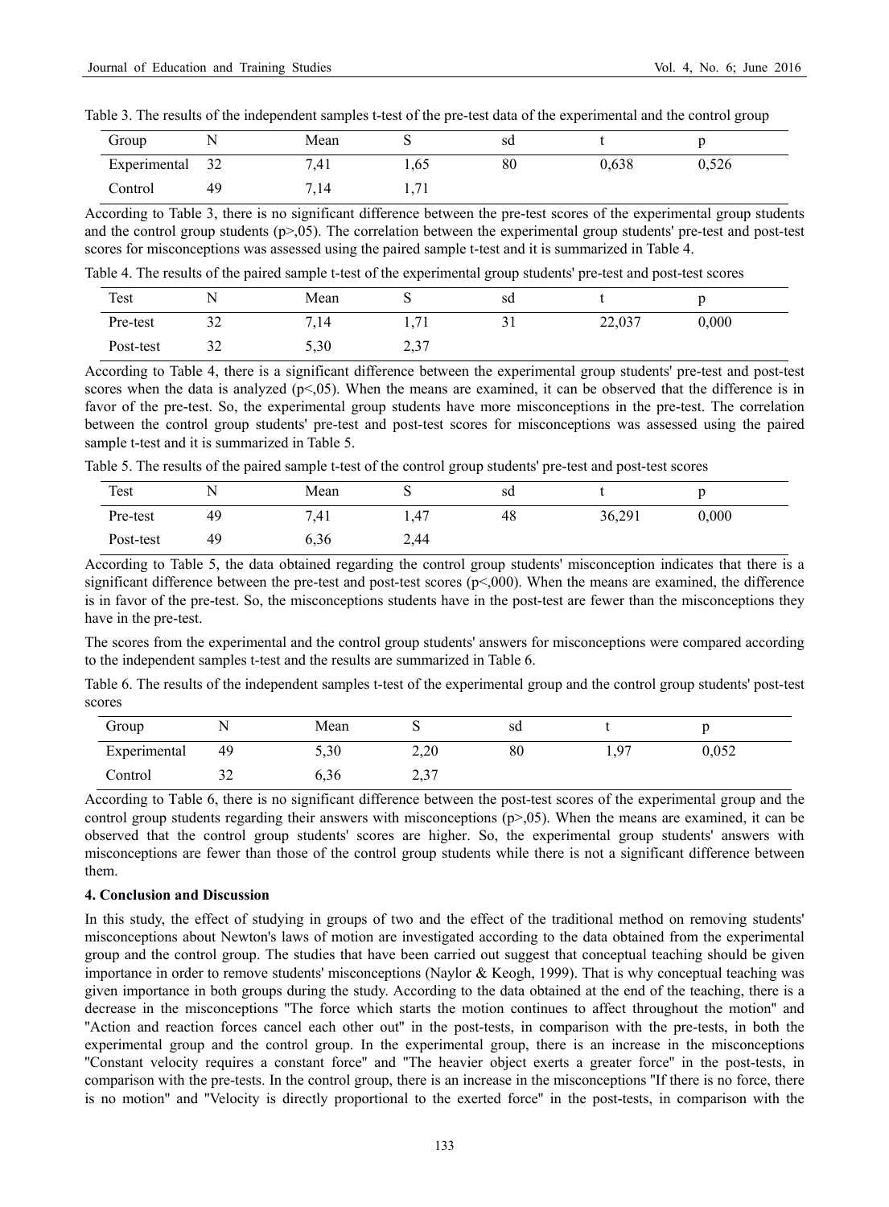Table 3. The results of the independent samples t-test of the pre-test data of the experimental and the control group

| Group | N | Mean | S | sd | t | p |
|---|---|---|---|---|---|---|
| Experimental | 32 | 7,41 | 1,65 | 80 | 0,638 | 0,526 |
| Control | 49 | 7,14 | 1,71 | | | |

According to Table 3, there is no significant difference between the pre-test scores of the experimental group students and the control group students (p>,05). The correlation between the experimental group students' pre-test and post-test scores for misconceptions was assessed using the paired sample t-test and it is summarized in Table 4.

Table 4. The results of the paired sample t-test of the experimental group students' pre-test and post-test scores

| Test | N | Mean | S | sd | t | p |
|---|---|---|---|---|---|---|
| Pre-test | 32 | 7,14 | 1,71 | 31 | 22,037 | 0,000 |
| Post-test | 32 | 5,30 | 2,37 | | | |

According to Table 4, there is a significant difference between the experimental group students' pre-test and post-test scores when the data is analyzed (p<,05). When the means are examined, it can be observed that the difference is in favor of the pre-test. So, the experimental group students have more misconceptions in the pre-test. The correlation between the control group students' pre-test and post-test scores for misconceptions was assessed using the paired sample t-test and it is summarized in Table 5.

Table 5. The results of the paired sample t-test of the control group students' pre-test and post-test scores

| Test | N | Mean | S | sd | t | p |
|---|---|---|---|---|---|---|
| Pre-test | 49 | 7,41 | 1,47 | 48 | 36,291 | 0,000 |
| Post-test | 49 | 6,36 | 2,44 | | | |

According to Table 5, the data obtained regarding the control group students' misconception indicates that there is a significant difference between the pre-test and post-test scores (p<,000). When the means are examined, the difference is in favor of the pre-test. So, the misconceptions students have in the post-test are fewer than the misconceptions they have in the pre-test.

The scores from the experimental and the control group students' answers for misconceptions were compared according to the independent samples t-test and the results are summarized in Table 6.

Table 6. The results of the independent samples t-test of the experimental group and the control group students' post-test scores

| Group | N | Mean | S | sd | t | p |
|---|---|---|---|---|---|---|
| Experimental | 49 | 5,30 | 2,20 | 80 | 1,97 | 0,052 |
| Control | 32 | 6,36 | 2,37 | | | |

According to Table 6, there is no significant difference between the post-test scores of the experimental group and the control group students regarding their answers with misconceptions (p>,05). When the means are examined, it can be observed that the control group students' scores are higher. So, the experimental group students' answers with misconceptions are fewer than those of the control group students while there is not a significant difference between them.

## 4. Conclusion and Discussion

In this study, the effect of studying in groups of two and the effect of the traditional method on removing students' misconceptions about Newton's laws of motion are investigated according to the data obtained from the experimental group and the control group. The studies that have been carried out suggest that conceptual teaching should be given importance in order to remove students' misconceptions (Naylor & Keogh, 1999). That is why conceptual teaching was given importance in both groups during the study. According to the data obtained at the end of the teaching, there is a decrease in the misconceptions "The force which starts the motion continues to affect throughout the motion" and "Action and reaction forces cancel each other out" in the post-tests, in comparison with the pre-tests, in both the experimental group and the control group. In the experimental group, there is an increase in the misconceptions "Constant velocity requires a constant force" and "The heavier object exerts a greater force" in the post-tests, in comparison with the pre-tests. In the control group, there is an increase in the misconceptions "If there is no force, there is no motion" and "Velocity is directly proportional to the exerted force" in the post-tests, in comparison with the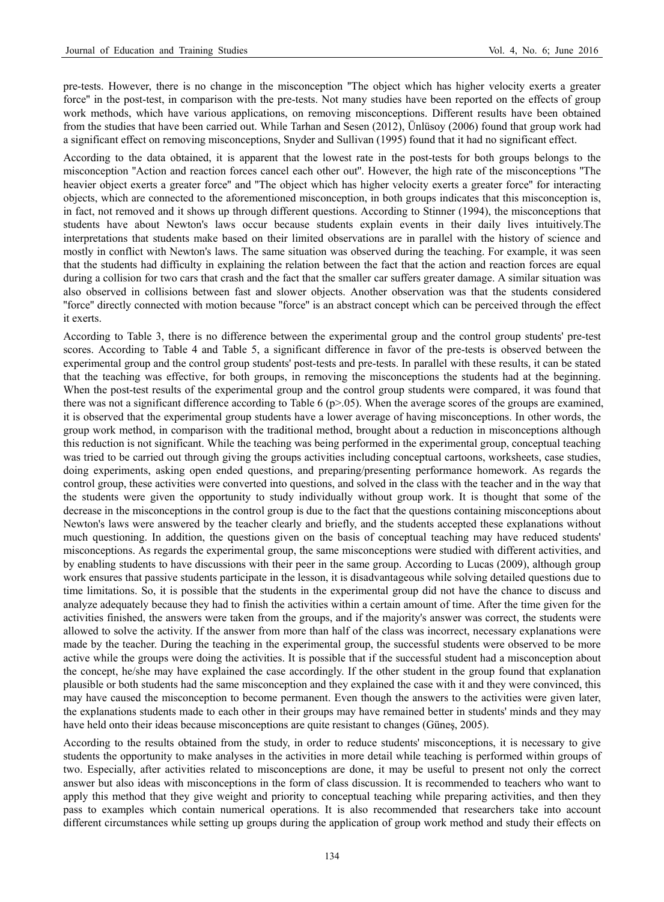pre-tests. However, there is no change in the misconception "The object which has higher velocity exerts a greater force" in the post-test, in comparison with the pre-tests. Not many studies have been reported on the effects of group work methods, which have various applications, on removing misconceptions. Different results have been obtained from the studies that have been carried out. While Tarhan and Sesen (2012), Ünlüsoy (2006) found that group work had a significant effect on removing misconceptions, Snyder and Sullivan (1995) found that it had no significant effect.

According to the data obtained, it is apparent that the lowest rate in the post-tests for both groups belongs to the misconception "Action and reaction forces cancel each other out". However, the high rate of the misconceptions "The heavier object exerts a greater force" and "The object which has higher velocity exerts a greater force" for interacting objects, which are connected to the aforementioned misconception, in both groups indicates that this misconception is, in fact, not removed and it shows up through different questions. According to Stinner (1994), the misconceptions that students have about Newton's laws occur because students explain events in their daily lives intuitively.The interpretations that students make based on their limited observations are in parallel with the history of science and mostly in conflict with Newton's laws. The same situation was observed during the teaching. For example, it was seen that the students had difficulty in explaining the relation between the fact that the action and reaction forces are equal during a collision for two cars that crash and the fact that the smaller car suffers greater damage. A similar situation was also observed in collisions between fast and slower objects. Another observation was that the students considered "force" directly connected with motion because "force" is an abstract concept which can be perceived through the effect it exerts.

According to Table 3, there is no difference between the experimental group and the control group students' pre-test scores. According to Table 4 and Table 5, a significant difference in favor of the pre-tests is observed between the experimental group and the control group students' post-tests and pre-tests. In parallel with these results, it can be stated that the teaching was effective, for both groups, in removing the misconceptions the students had at the beginning. When the post-test results of the experimental group and the control group students were compared, it was found that there was not a significant difference according to Table 6 ($p>.05$). When the average scores of the groups are examined, it is observed that the experimental group students have a lower average of having misconceptions. In other words, the group work method, in comparison with the traditional method, brought about a reduction in misconceptions although this reduction is not significant. While the teaching was being performed in the experimental group, conceptual teaching was tried to be carried out through giving the groups activities including conceptual cartoons, worksheets, case studies, doing experiments, asking open ended questions, and preparing/presenting performance homework. As regards the control group, these activities were converted into questions, and solved in the class with the teacher and in the way that the students were given the opportunity to study individually without group work. It is thought that some of the decrease in the misconceptions in the control group is due to the fact that the questions containing misconceptions about Newton's laws were answered by the teacher clearly and briefly, and the students accepted these explanations without much questioning. In addition, the questions given on the basis of conceptual teaching may have reduced students' misconceptions. As regards the experimental group, the same misconceptions were studied with different activities, and by enabling students to have discussions with their peer in the same group. According to Lucas (2009), although group work ensures that passive students participate in the lesson, it is disadvantageous while solving detailed questions due to time limitations. So, it is possible that the students in the experimental group did not have the chance to discuss and analyze adequately because they had to finish the activities within a certain amount of time. After the time given for the activities finished, the answers were taken from the groups, and if the majority's answer was correct, the students were allowed to solve the activity. If the answer from more than half of the class was incorrect, necessary explanations were made by the teacher. During the teaching in the experimental group, the successful students were observed to be more active while the groups were doing the activities. It is possible that if the successful student had a misconception about the concept, he/she may have explained the case accordingly. If the other student in the group found that explanation plausible or both students had the same misconception and they explained the case with it and they were convinced, this may have caused the misconception to become permanent. Even though the answers to the activities were given later, the explanations students made to each other in their groups may have remained better in students' minds and they may have held onto their ideas because misconceptions are quite resistant to changes (Güneş, 2005).

According to the results obtained from the study, in order to reduce students' misconceptions, it is necessary to give students the opportunity to make analyses in the activities in more detail while teaching is performed within groups of two. Especially, after activities related to misconceptions are done, it may be useful to present not only the correct answer but also ideas with misconceptions in the form of class discussion. It is recommended to teachers who want to apply this method that they give weight and priority to conceptual teaching while preparing activities, and then they pass to examples which contain numerical operations. It is also recommended that researchers take into account different circumstances while setting up groups during the application of group work method and study their effects on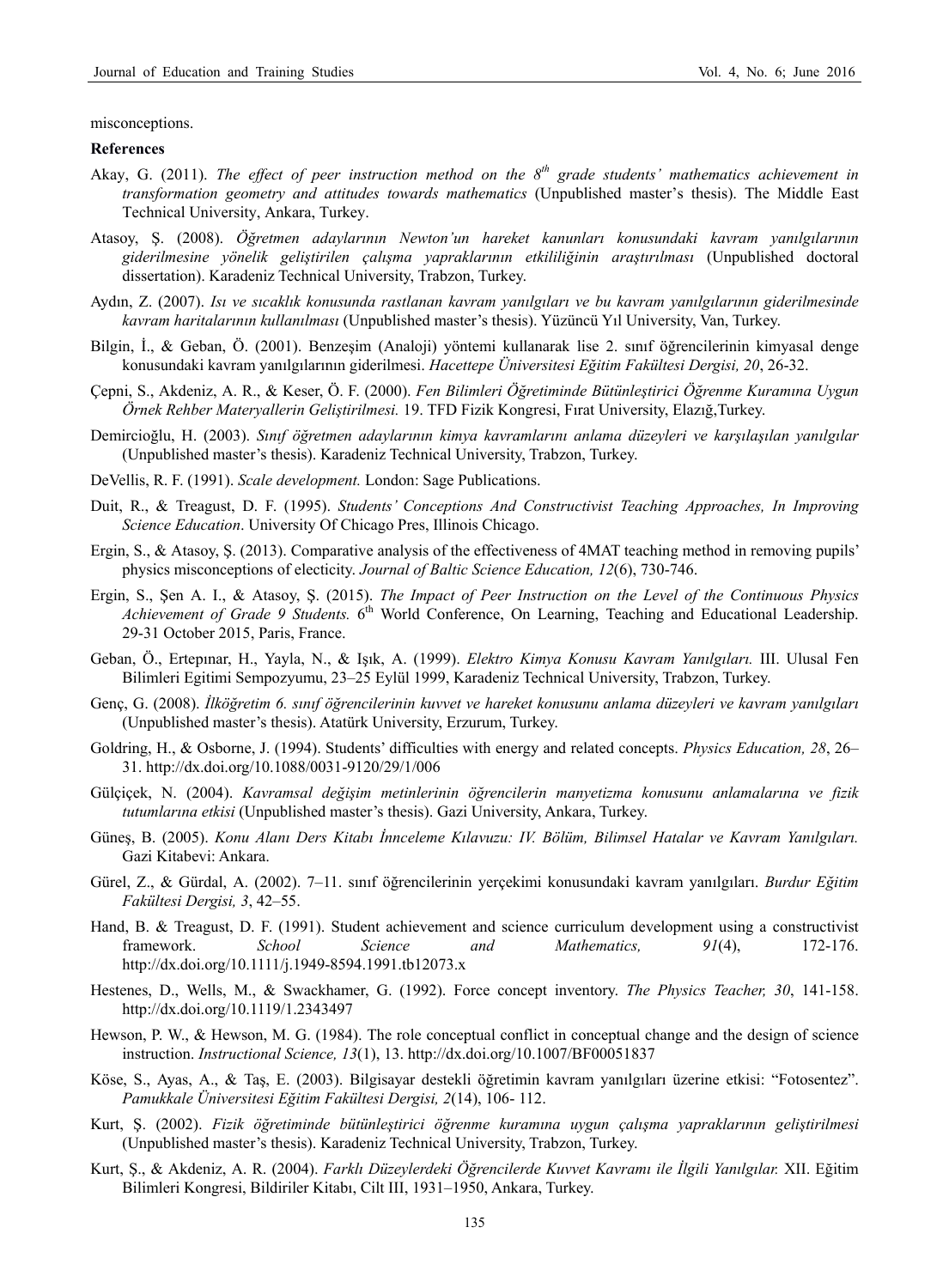misconceptions.

## References

Akay, G. (2011). *The effect of peer instruction method on the 8th grade students' mathematics achievement in transformation geometry and attitudes towards mathematics* (Unpublished master's thesis). The Middle East Technical University, Ankara, Turkey.

Atasoy, Ş. (2008). *Öğretmen adaylarının Newton'un hareket kanunları konusundaki kavram yanılgılarının giderilmesine yönelik geliştirilen çalışma yapraklarının etkililiğinin araştırılması* (Unpublished doctoral dissertation). Karadeniz Technical University, Trabzon, Turkey.

Aydın, Z. (2007). *Isı ve sıcaklık konusunda rastlanan kavram yanılgıları ve bu kavram yanılgılarının giderilmesinde kavram haritalarının kullanılması* (Unpublished master's thesis). Yüzüncü Yıl University, Van, Turkey.

Bilgin, İ., & Geban, Ö. (2001). Benzeşim (Analoji) yöntemi kullanarak lise 2. sınıf öğrencilerinin kimyasal denge konusundaki kavram yanılgılarının giderilmesi. *Hacettepe Üniversitesi Eğitim Fakültesi Dergisi, 20*, 26-32.

Çepni, S., Akdeniz, A. R., & Keser, Ö. F. (2000). *Fen Bilimleri Öğretiminde Bütünleştirici Öğrenme Kuramına Uygun Örnek Rehber Materyallerin Geliştirilmesi.* 19. TFD Fizik Kongresi, Fırat University, Elazığ,Turkey.

Demircioğlu, H. (2003). *Sınıf öğretmen adaylarının kimya kavramlarını anlama düzeyleri ve karşılaşılan yanılgılar* (Unpublished master's thesis). Karadeniz Technical University, Trabzon, Turkey.

DeVellis, R. F. (1991). *Scale development.* London: Sage Publications.

Duit, R., & Treagust, D. F. (1995). *Students' Conceptions And Constructivist Teaching Approaches, In Improving Science Education*. University Of Chicago Pres, Illinois Chicago.

Ergin, S., & Atasoy, Ş. (2013). Comparative analysis of the effectiveness of 4MAT teaching method in removing pupils' physics misconceptions of electicity. *Journal of Baltic Science Education, 12*(6), 730-746.

Ergin, S., Şen A. I., & Atasoy, Ş. (2015). *The Impact of Peer Instruction on the Level of the Continuous Physics Achievement of Grade 9 Students.* 6th World Conference, On Learning, Teaching and Educational Leadership. 29-31 October 2015, Paris, France.

Geban, Ö., Ertepınar, H., Yayla, N., & Işık, A. (1999). *Elektro Kimya Konusu Kavram Yanılgıları.* III. Ulusal Fen Bilimleri Egitimi Sempozyumu, 23–25 Eylül 1999, Karadeniz Technical University, Trabzon, Turkey.

Genç, G. (2008). *İlköğretim 6. sınıf öğrencilerinin kuvvet ve hareket konusunu anlama düzeyleri ve kavram yanılgıları* (Unpublished master's thesis). Atatürk University, Erzurum, Turkey.

Goldring, H., & Osborne, J. (1994). Students' difficulties with energy and related concepts. *Physics Education, 28*, 26–31. http://dx.doi.org/10.1088/0031-9120/29/1/006

Gülçiçek, N. (2004). *Kavramsal değişim metinlerinin öğrencilerin manyetizma konusunu anlamalarına ve fizik tutumlarına etkisi* (Unpublished master's thesis). Gazi University, Ankara, Turkey.

Güneş, B. (2005). *Konu Alanı Ders Kitabı İnnceleme Kılavuzu: IV. Bölüm, Bilimsel Hatalar ve Kavram Yanılgıları.* Gazi Kitabevi: Ankara.

Gürel, Z., & Gürdal, A. (2002). 7–11. sınıf öğrencilerinin yerçekimi konusundaki kavram yanılgıları. *Burdur Eğitim Fakültesi Dergisi, 3*, 42–55.

Hand, B. & Treagust, D. F. (1991). Student achievement and science curriculum development using a constructivist framework. *School Science and Mathematics, 91*(4), 172-176. http://dx.doi.org/10.1111/j.1949-8594.1991.tb12073.x

Hestenes, D., Wells, M., & Swackhamer, G. (1992). Force concept inventory. *The Physics Teacher, 30*, 141-158. http://dx.doi.org/10.1119/1.2343497

Hewson, P. W., & Hewson, M. G. (1984). The role conceptual conflict in conceptual change and the design of science instruction. *Instructional Science, 13*(1), 13. http://dx.doi.org/10.1007/BF00051837

Köse, S., Ayas, A., & Taş, E. (2003). Bilgisayar destekli öğretimin kavram yanılgıları üzerine etkisi: "Fotosentez". *Pamukkale Üniversitesi Eğitim Fakültesi Dergisi, 2*(14), 106- 112.

Kurt, Ş. (2002). *Fizik öğretiminde bütünleştirici öğrenme kuramına uygun çalışma yapraklarının geliştirilmesi* (Unpublished master's thesis). Karadeniz Technical University, Trabzon, Turkey.

Kurt, Ş., & Akdeniz, A. R. (2004). *Farklı Düzeylerdeki Öğrencilerde Kuvvet Kavramı ile İlgili Yanılgılar.* XII. Eğitim Bilimleri Kongresi, Bildiriler Kitabı, Cilt III, 1931–1950, Ankara, Turkey.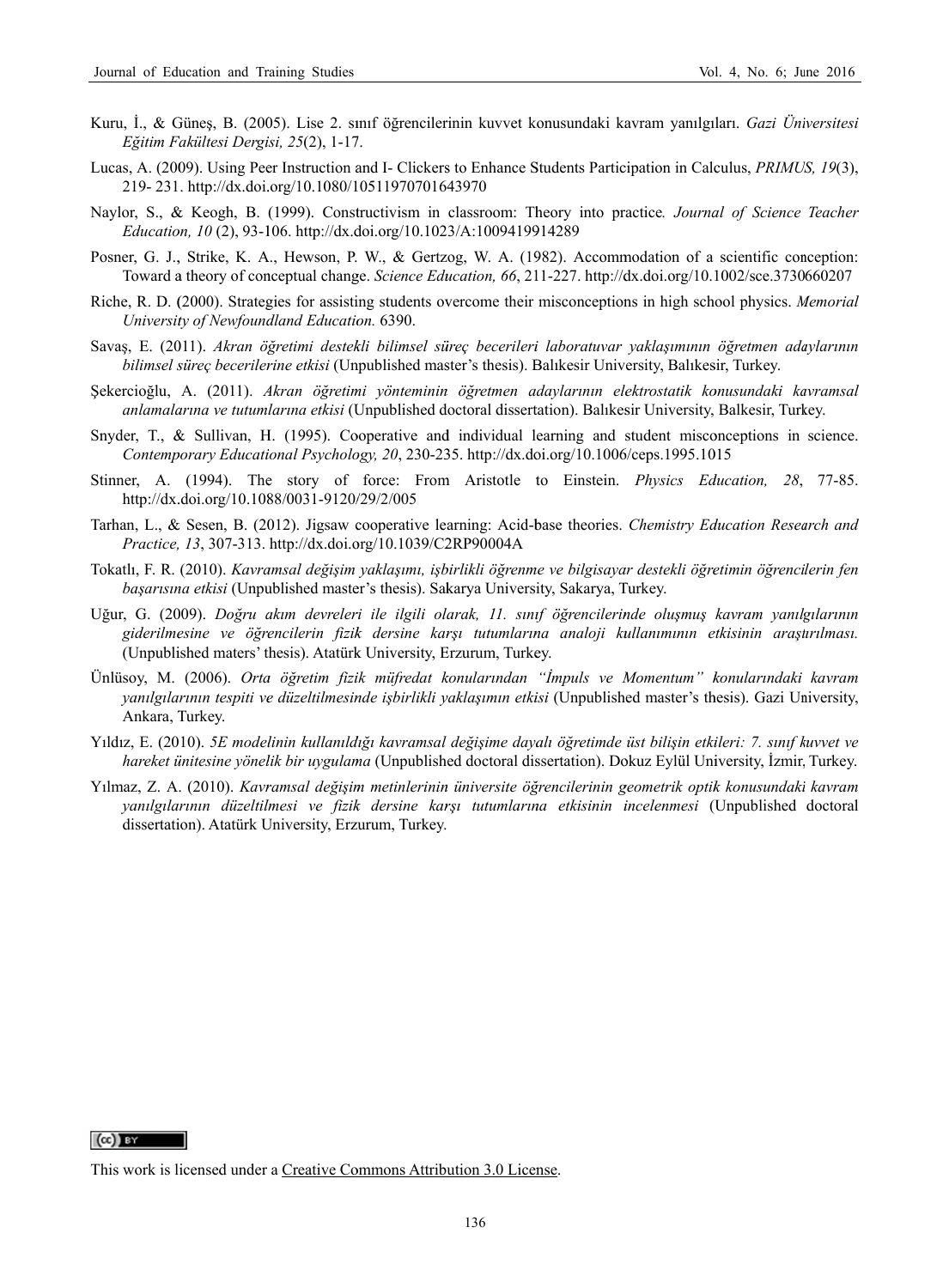Kuru, İ., & Güneş, B. (2005). Lise 2. sınıf öğrencilerinin kuvvet konusundaki kavram yanılgıları. *Gazi Üniversitesi Eğitim Fakültesi Dergisi, 25*(2), 1-17.

Lucas, A. (2009). Using Peer Instruction and I- Clickers to Enhance Students Participation in Calculus, *PRIMUS, 19*(3), 219- 231. http://dx.doi.org/10.1080/10511970701643970

Naylor, S., & Keogh, B. (1999). Constructivism in classroom: Theory into practice*. Journal of Science Teacher Education, 10* (2), 93-106. http://dx.doi.org/10.1023/A:1009419914289

Posner, G. J., Strike, K. A., Hewson, P. W., & Gertzog, W. A. (1982). Accommodation of a scientific conception: Toward a theory of conceptual change. *Science Education, 66*, 211-227. http://dx.doi.org/10.1002/sce.3730660207

Riche, R. D. (2000). Strategies for assisting students overcome their misconceptions in high school physics. *Memorial University of Newfoundland Education.* 6390.

Savaş, E. (2011). *Akran öğretimi destekli bilimsel süreç becerileri laboratuvar yaklaşımının öğretmen adaylarının bilimsel süreç becerilerine etkisi* (Unpublished master's thesis). Balıkesir University, Balıkesir, Turkey.

Şekercioğlu, A. (2011). *Akran öğretimi yönteminin öğretmen adaylarının elektrostatik konusundaki kavramsal anlamalarına ve tutumlarına etkisi* (Unpublished doctoral dissertation). Balıkesir University, Balkesir, Turkey.

Snyder, T., & Sullivan, H. (1995). Cooperative and individual learning and student misconceptions in science. *Contemporary Educational Psychology, 20*, 230-235. http://dx.doi.org/10.1006/ceps.1995.1015

Stinner, A. (1994). The story of force: From Aristotle to Einstein. *Physics Education, 28*, 77-85. http://dx.doi.org/10.1088/0031-9120/29/2/005

Tarhan, L., & Sesen, B. (2012). Jigsaw cooperative learning: Acid-base theories. *Chemistry Education Research and Practice, 13*, 307-313. http://dx.doi.org/10.1039/C2RP90004A

Tokatlı, F. R. (2010). *Kavramsal değişim yaklaşımı, işbirlikli öğrenme ve bilgisayar destekli öğretimin öğrencilerin fen başarısına etkisi* (Unpublished master's thesis). Sakarya University, Sakarya, Turkey.

Uğur, G. (2009). *Doğru akım devreleri ile ilgili olarak, 11. sınıf öğrencilerinde oluşmuş kavram yanılgılarının giderilmesine ve öğrencilerin fizik dersine karşı tutumlarına analoji kullanımının etkisinin araştırılması.* (Unpublished maters' thesis). Atatürk University, Erzurum, Turkey.

Ünlüsoy, M. (2006). *Orta öğretim fizik müfredat konularından "İmpuls ve Momentum" konularındaki kavram yanılgılarının tespiti ve düzeltilmesinde işbirlikli yaklaşımın etkisi* (Unpublished master's thesis). Gazi University, Ankara, Turkey.

Yıldız, E. (2010). *5E modelinin kullanıldığı kavramsal değişime dayalı öğretimde üst bilişin etkileri: 7. sınıf kuvvet ve hareket ünitesine yönelik bir uygulama* (Unpublished doctoral dissertation). Dokuz Eylül University, İzmir, Turkey.

Yılmaz, Z. A. (2010). *Kavramsal değişim metinlerinin üniversite öğrencilerinin geometrik optik konusundaki kavram yanılgılarının düzeltilmesi ve fizik dersine karşı tutumlarına etkisinin incelenmesi* (Unpublished doctoral dissertation). Atatürk University, Erzurum, Turkey.

This work is licensed under a Creative Commons Attribution 3.0 License.